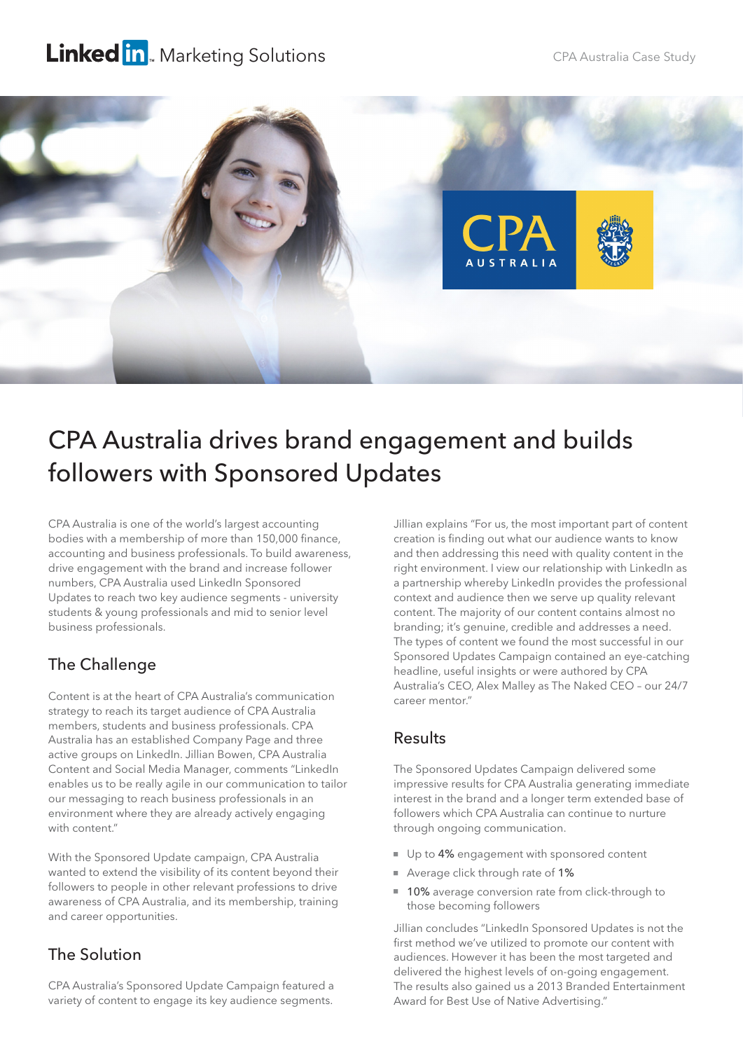# CPA Australia drives brand engagement and builds followers with Sponsored Updates

CPA Australia is one of the world's largest accounting bodies with a membership of more than 150,000 finance, accounting and business professionals. To build awareness, drive engagement with the brand and increase follower numbers, CPA Australia used LinkedIn Sponsored Updates to reach two key audience segments - university students & young professionals and mid to senior level business professionals.

## The Challenge

Content is at the heart of CPA Australia's communication strategy to reach its target audience of CPA Australia members, students and business professionals. CPA Australia has an established Company Page and three active groups on LinkedIn. Jillian Bowen, CPA Australia Content and Social Media Manager, comments "LinkedIn enables us to be really agile in our communication to tailor our messaging to reach business professionals in an environment where they are already actively engaging with content."

With the Sponsored Update campaign, CPA Australia wanted to extend the visibility of its content beyond their followers to people in other relevant professions to drive awareness of CPA Australia, and its membership, training and career opportunities.

## The Solution

CPA Australia's Sponsored Update Campaign featured a variety of content to engage its key audience segments.

Jillian explains "For us, the most important part of content creation is finding out what our audience wants to know and then addressing this need with quality content in the right environment. I view our relationship with LinkedIn as a partnership whereby LinkedIn provides the professional context and audience then we serve up quality relevant content. The majority of our content contains almost no branding; it's genuine, credible and addresses a need. The types of content we found the most successful in our Sponsored Updates Campaign contained an eye-catching headline, useful insights or were authored by CPA Australia's CEO, Alex Malley as The Naked CEO – our 24/7 career mentor."

## Results

The Sponsored Updates Campaign delivered some impressive results for CPA Australia generating immediate interest in the brand and a longer term extended base of followers which CPA Australia can continue to nurture through ongoing communication.

- Up to **4%** engagement with sponsored content
- Average click through rate of **1%**
- **10%** average conversion rate from click-through to those becoming followers

Jillian concludes "LinkedIn Sponsored Updates is not the first method we've utilized to promote our content with audiences. However it has been the most targeted and delivered the highest levels of on-going engagement. The results also gained us a 2013 Branded Entertainment Award for Best Use of Native Advertising."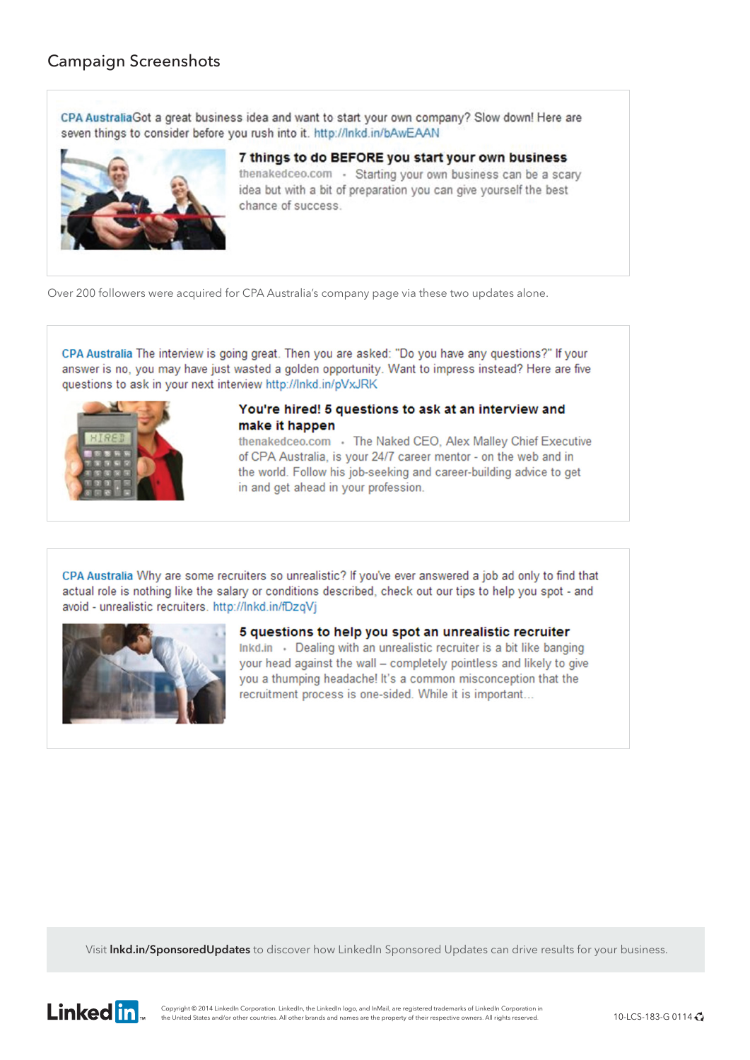## Campaign Screenshots

CPA AustraliaGot a great business idea and want to start your own company? Slow down! Here are seven things to consider before you rush into it. http://lnkd.in/bAwEAAN

**7 things to do BEFORE you start your own business**
thenakedceo.com • Starting your own business can be a scary idea but with a bit of preparation you can give yourself the best chance of success.

Over 200 followers were acquired for CPA Australia's company page via these two updates alone.

CPA Australia The interview is going great. Then you are asked: "Do you have any questions?" If your answer is no, you may have just wasted a golden opportunity. Want to impress instead? Here are five questions to ask in your next interview http://lnkd.in/pVxJRK

**You're hired! 5 questions to ask at an interview and make it happen**
thenakedceo.com • The Naked CEO, Alex Malley Chief Executive of CPA Australia, is your 24/7 career mentor - on the web and in the world. Follow his job-seeking and career-building advice to get in and get ahead in your profession.

CPA Australia Why are some recruiters so unrealistic? If you've ever answered a job ad only to find that actual role is nothing like the salary or conditions described, check out our tips to help you spot - and avoid - unrealistic recruiters. http://lnkd.in/fDzqVj

**5 questions to help you spot an unrealistic recruiter**
lnkd.in • Dealing with an unrealistic recruiter is a bit like banging your head against the wall – completely pointless and likely to give you a thumping headache! It's a common misconception that the recruitment process is one-sided. While it is important...

Visit **lnkd.in/SponsoredUpdates** to discover how LinkedIn Sponsored Updates can drive results for your business.

Copyright © 2014 LinkedIn Corporation. LinkedIn, the LinkedIn logo, and InMail, are registered trademarks of LinkedIn Corporation in the United States and/or other countries. All other brands and names are the property of their respective owners. All rights reserved.

10-LCS-183-G 0114